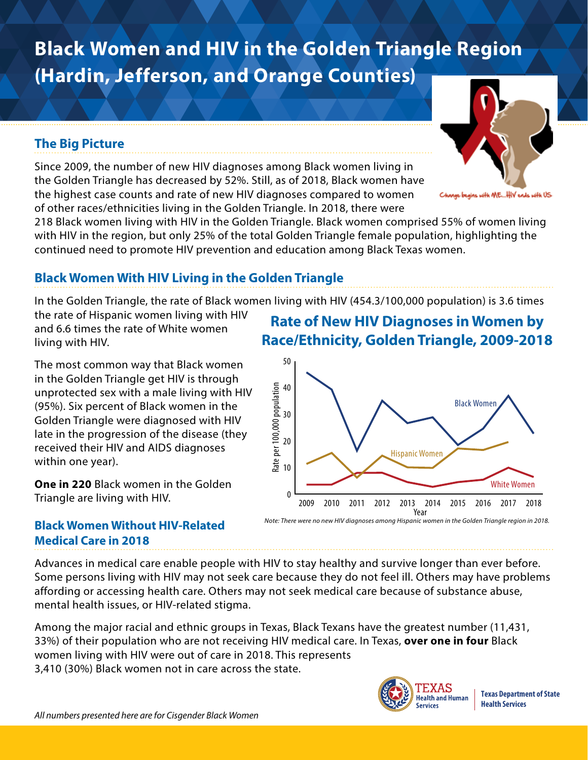# Black Women and HIV in the Golden Triangle Region (Hardin, Jefferson, and Orange Counties)

Change begins with ME...HIV ends with US

## The Big Picture

Since 2009, the number of new HIV diagnoses among Black women living in the Golden Triangle has decreased by 52%. Still, as of 2018, Black women have the highest case counts and rate of new HIV diagnoses compared to women of other races/ethnicities living in the Golden Triangle. In 2018, there were 218 Black women living with HIV in the Golden Triangle. Black women comprised 55% of women living with HIV in the region, but only 25% of the total Golden Triangle female population, highlighting the continued need to promote HIV prevention and education among Black Texas women.

## Black Women With HIV Living in the Golden Triangle

In the Golden Triangle, the rate of Black women living with HIV (454.3/100,000 population) is 3.6 times the rate of Hispanic women living with HIV and 6.6 times the rate of White women living with HIV.

The most common way that Black women in the Golden Triangle get HIV is through unprotected sex with a male living with HIV (95%). Six percent of Black women in the Golden Triangle were diagnosed with HIV late in the progression of the disease (they received their HIV and AIDS diagnoses within one year).

**One in 220** Black women in the Golden Triangle are living with HIV.

### Rate of New HIV Diagnoses in Women by Race/Ethnicity, Golden Triangle, 2009-2018

*Note: There were no new HIV diagnoses among Hispanic women in the Golden Triangle region in 2018.*

## Black Women Without HIV-Related Medical Care in 2018

Advances in medical care enable people with HIV to stay healthy and survive longer than ever before. Some persons living with HIV may not seek care because they do not feel ill. Others may have problems affording or accessing health care. Others may not seek medical care because of substance abuse, mental health issues, or HIV-related stigma.

Among the major racial and ethnic groups in Texas, Black Texans have the greatest number (11,431, 33%) of their population who are not receiving HIV medical care. In Texas, **over one in four** Black women living with HIV were out of care in 2018. This represents 3,410 (30%) Black women not in care across the state.

*All numbers presented here are for Cisgender Black Women*

TEXAS Health and Human Services | Texas Department of State Health Services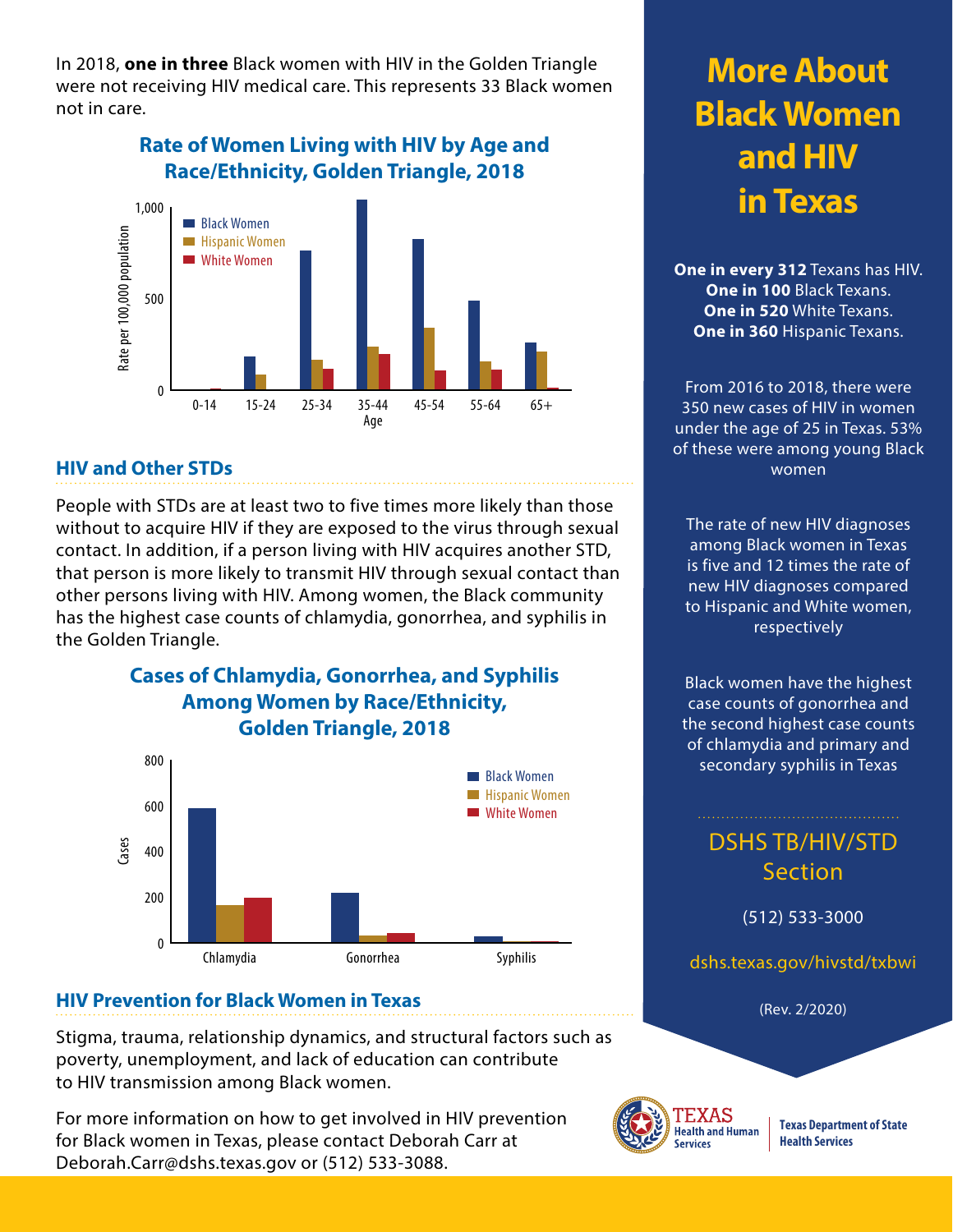In 2018, **one in three** Black women with HIV in the Golden Triangle were not receiving HIV medical care. This represents 33 Black women not in care.

### Rate of Women Living with HIV by Age and Race/Ethnicity, Golden Triangle, 2018

Rate per 100,000 population

1,000
500
0

Black Women
Hispanic Women
White Women

0-14
15-24
25-34
35-44
45-54
55-64
65+
Age

## HIV and Other STDs

People with STDs are at least two to five times more likely than those without to acquire HIV if they are exposed to the virus through sexual contact. In addition, if a person living with HIV acquires another STD, that person is more likely to transmit HIV through sexual contact than other persons living with HIV. Among women, the Black community has the highest case counts of chlamydia, gonorrhea, and syphilis in the Golden Triangle.

### Cases of Chlamydia, Gonorrhea, and Syphilis Among Women by Race/Ethnicity, Golden Triangle, 2018

Cases

800
600
400
200
0

Black Women
Hispanic Women
White Women

Chlamydia
Gonorrhea
Syphilis

## HIV Prevention for Black Women in Texas

Stigma, trauma, relationship dynamics, and structural factors such as poverty, unemployment, and lack of education can contribute to HIV transmission among Black women.

For more information on how to get involved in HIV prevention for Black women in Texas, please contact Deborah Carr at Deborah.Carr@dshs.texas.gov or (512) 533-3088.

# More About Black Women and HIV in Texas

**One in every 312** Texans has HIV.
**One in 100** Black Texans.
**One in 520** White Texans.
**One in 360** Hispanic Texans.

From 2016 to 2018, there were 350 new cases of HIV in women under the age of 25 in Texas. 53% of these were among young Black women

The rate of new HIV diagnoses among Black women in Texas is five and 12 times the rate of new HIV diagnoses compared to Hispanic and White women, respectively

Black women have the highest case counts of gonorrhea and the second highest case counts of chlamydia and primary and secondary syphilis in Texas

DSHS TB/HIV/STD Section

(512) 533-3000

dshs.texas.gov/hivstd/txbwi

(Rev. 2/2020)

TEXAS Health and Human Services | Texas Department of State Health Services